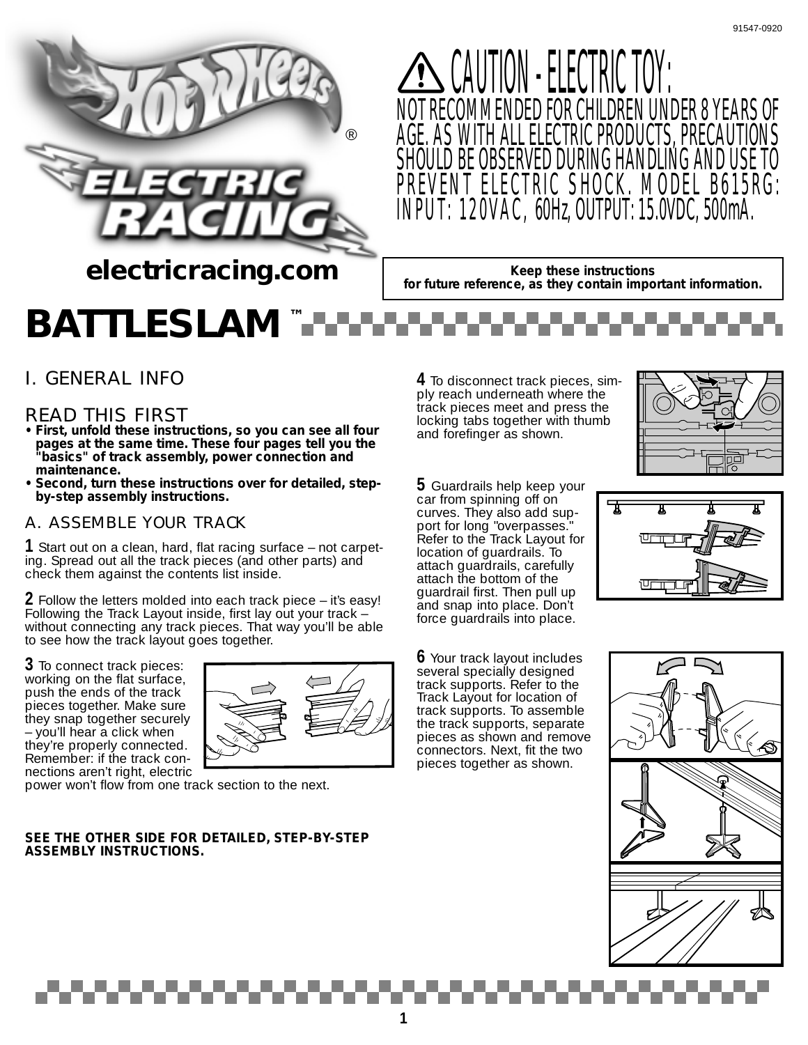91547-0920

Hot Wheels® ELECTRIC RACING

electricracing.com

**⚠ CAUTION - ELECTRIC TOY:**
NOT RECOMMENDED FOR CHILDREN UNDER 8 YEARS OF AGE. AS WITH ALL ELECTRIC PRODUCTS, PRECAUTIONS SHOULD BE OBSERVED DURING HANDLING AND USE TO PREVENT ELECTRIC SHOCK. MODEL B615RG: INPUT: 120VAC, 60Hz, OUTPUT: 15.0VDC, 500mA.

**Keep these instructions for future reference, as they contain important information.**

# BATTLESLAM™

## I. GENERAL INFO

### READ THIS FIRST

- **First, unfold these instructions, so you can see all four pages at the same time. These four pages tell you the "basics" of track assembly, power connection and maintenance.**
- **Second, turn these instructions over for detailed, step-by-step assembly instructions.**

### A. ASSEMBLE YOUR TRACK

**1** Start out on a clean, hard, flat racing surface – not carpeting. Spread out all the track pieces (and other parts) and check them against the contents list inside.

**2** Follow the letters molded into each track piece – it's easy! Following the Track Layout inside, first lay out your track – without connecting any track pieces. That way you'll be able to see how the track layout goes together.

**3** To connect track pieces: working on the flat surface, push the ends of the track pieces together. Make sure they snap together securely – you'll hear a click when they're properly connected. Remember: if the track connections aren't right, electric power won't flow from one track section to the next.

**4** To disconnect track pieces, simply reach underneath where the track pieces meet and press the locking tabs together with thumb and forefinger as shown.

**5** Guardrails help keep your car from spinning off on curves. They also add support for long "overpasses." Refer to the Track Layout for location of guardrails. To attach guardrails, carefully attach the bottom of the guardrail first. Then pull up and snap into place. Don't force guardrails into place.

**6** Your track layout includes several specially designed track supports. Refer to the Track Layout for location of track supports. To assemble the track supports, separate pieces as shown and remove connectors. Next, fit the two pieces together as shown.

**SEE THE OTHER SIDE FOR DETAILED, STEP-BY-STEP ASSEMBLY INSTRUCTIONS.**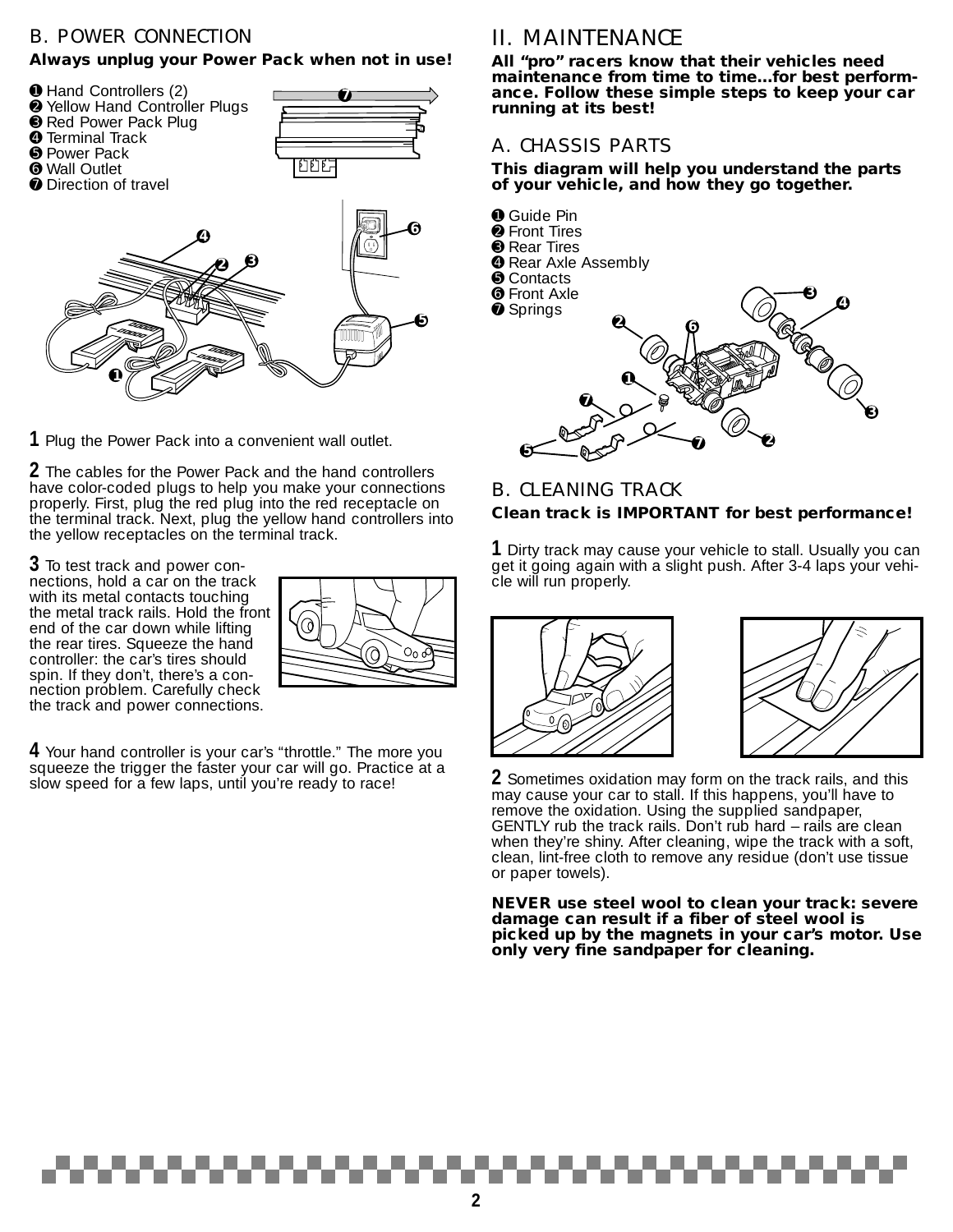## B. POWER CONNECTION

**Always unplug your Power Pack when not in use!**

❶ Hand Controllers (2)
❷ Yellow Hand Controller Plugs
❸ Red Power Pack Plug
❹ Terminal Track
❺ Power Pack
❻ Wall Outlet
❼ Direction of travel

**1** Plug the Power Pack into a convenient wall outlet.

**2** The cables for the Power Pack and the hand controllers have color-coded plugs to help you make your connections properly. First, plug the red plug into the red receptacle on the terminal track. Next, plug the yellow hand controllers into the yellow receptacles on the terminal track.

**3** To test track and power connections, hold a car on the track with its metal contacts touching the metal track rails. Hold the front end of the car down while lifting the rear tires. Squeeze the hand controller: the car's tires should spin. If they don't, there's a connection problem. Carefully check the track and power connections.

**4** Your hand controller is your car's "throttle." The more you squeeze the trigger the faster your car will go. Practice at a slow speed for a few laps, until you're ready to race!

# II. MAINTENANCE

**All "pro" racers know that their vehicles need maintenance from time to time...for best performance. Follow these simple steps to keep your car running at its best!**

## A. CHASSIS PARTS

**This diagram will help you understand the parts of your vehicle, and how they go together.**

❶ Guide Pin
❷ Front Tires
❸ Rear Tires
❹ Rear Axle Assembly
❺ Contacts
❻ Front Axle
❼ Springs

## B. CLEANING TRACK

**Clean track is IMPORTANT for best performance!**

**1** Dirty track may cause your vehicle to stall. Usually you can get it going again with a slight push. After 3-4 laps your vehicle will run properly.

**2** Sometimes oxidation may form on the track rails, and this may cause your car to stall. If this happens, you'll have to remove the oxidation. Using the supplied sandpaper, GENTLY rub the track rails. Don't rub hard – rails are clean when they're shiny. After cleaning, wipe the track with a soft, clean, lint-free cloth to remove any residue (don't use tissue or paper towels).

**NEVER use steel wool to clean your track: severe damage can result if a fiber of steel wool is picked up by the magnets in your car's motor. Use only very fine sandpaper for cleaning.**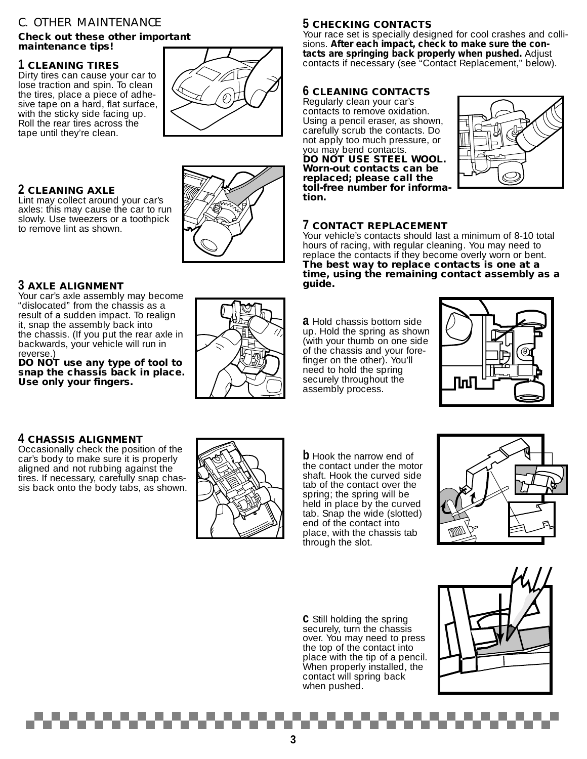## C. OTHER MAINTENANCE

**Check out these other important maintenance tips!**

### 1 CLEANING TIRES

Dirty tires can cause your car to lose traction and spin. To clean the tires, place a piece of adhesive tape on a hard, flat surface, with the sticky side facing up. Roll the rear tires across the tape until they're clean.

### 2 CLEANING AXLE

Lint may collect around your car's axles: this may cause the car to run slowly. Use tweezers or a toothpick to remove lint as shown.

### 3 AXLE ALIGNMENT

Your car's axle assembly may become "dislocated" from the chassis as a result of a sudden impact. To realign it, snap the assembly back into the chassis. (If you put the rear axle in backwards, your vehicle will run in reverse.)
**DO NOT use any type of tool to snap the chassis back in place. Use only your fingers.**

### 4 CHASSIS ALIGNMENT

Occasionally check the position of the car's body to make sure it is properly aligned and not rubbing against the tires. If necessary, carefully snap chassis back onto the body tabs, as shown.

### 5 CHECKING CONTACTS

Your race set is specially designed for cool crashes and collisions. **After each impact, check to make sure the contacts are springing back properly when pushed.** Adjust contacts if necessary (see "Contact Replacement," below).

### 6 CLEANING CONTACTS

Regularly clean your car's contacts to remove oxidation. Using a pencil eraser, as shown, carefully scrub the contacts. Do not apply too much pressure, or you may bend contacts.
**DO NOT USE STEEL WOOL. Worn-out contacts can be replaced; please call the toll-free number for information.**

### 7 CONTACT REPLACEMENT

Your vehicle's contacts should last a minimum of 8-10 total hours of racing, with regular cleaning. You may need to replace the contacts if they become overly worn or bent.
**The best way to replace contacts is one at a time, using the remaining contact assembly as a guide.**

**a** Hold chassis bottom side up. Hold the spring as shown (with your thumb on one side of the chassis and your forefinger on the other). You'll need to hold the spring securely throughout the assembly process.

**b** Hook the narrow end of the contact under the motor shaft. Hook the curved side tab of the contact over the spring; the spring will be held in place by the curved tab. Snap the wide (slotted) end of the contact into place, with the chassis tab through the slot.

**c** Still holding the spring securely, turn the chassis over. You may need to press the top of the contact into place with the tip of a pencil. When properly installed, the contact will spring back when pushed.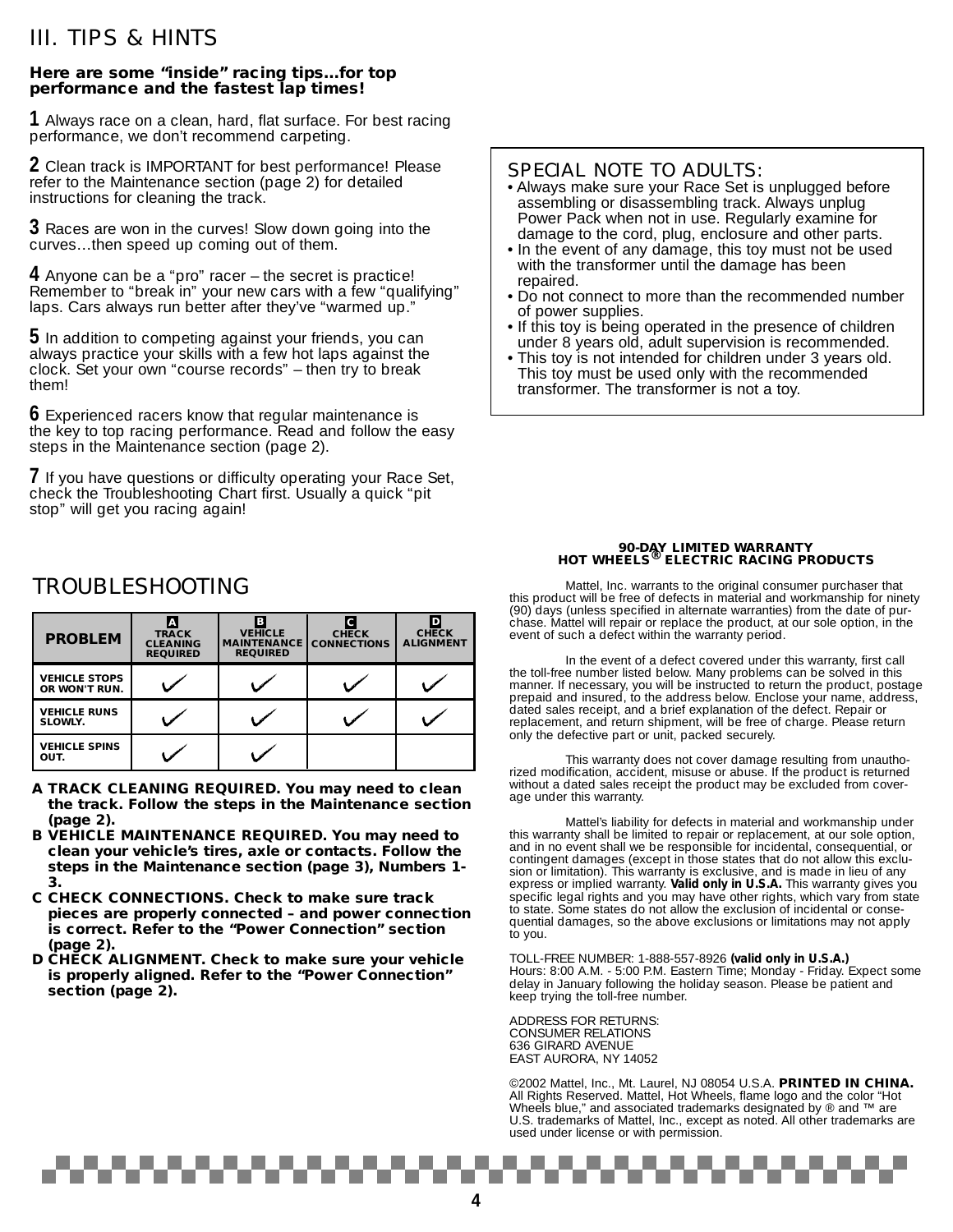# III. TIPS & HINTS

**Here are some "inside" racing tips…for top performance and the fastest lap times!**

**1** Always race on a clean, hard, flat surface. For best racing performance, we don't recommend carpeting.

**2** Clean track is IMPORTANT for best performance! Please refer to the Maintenance section (page 2) for detailed instructions for cleaning the track.

**3** Races are won in the curves! Slow down going into the curves…then speed up coming out of them.

**4** Anyone can be a "pro" racer – the secret is practice! Remember to "break in" your new cars with a few "qualifying" laps. Cars always run better after they've "warmed up."

**5** In addition to competing against your friends, you can always practice your skills with a few hot laps against the clock. Set your own "course records" – then try to break them!

**6** Experienced racers know that regular maintenance is the key to top racing performance. Read and follow the easy steps in the Maintenance section (page 2).

**7** If you have questions or difficulty operating your Race Set, check the Troubleshooting Chart first. Usually a quick "pit stop" will get you racing again!

## SPECIAL NOTE TO ADULTS:

- Always make sure your Race Set is unplugged before assembling or disassembling track. Always unplug Power Pack when not in use. Regularly examine for damage to the cord, plug, enclosure and other parts.
- In the event of any damage, this toy must not be used with the transformer until the damage has been repaired.
- Do not connect to more than the recommended number of power supplies.
- If this toy is being operated in the presence of children under 8 years old, adult supervision is recommended.
- This toy is not intended for children under 3 years old. This toy must be used only with the recommended transformer. The transformer is not a toy.

# TROUBLESHOOTING

| PROBLEM | A TRACK CLEANING REQUIRED | B VEHICLE MAINTENANCE REQUIRED | C CHECK CONNECTIONS | D CHECK ALIGNMENT |
|---|---|---|---|---|
| VEHICLE STOPS OR WON'T RUN. | ✓ | ✓ | ✓ | ✓ |
| VEHICLE RUNS SLOWLY. | ✓ | ✓ | ✓ | ✓ |
| VEHICLE SPINS OUT. | ✓ | ✓ | | |

**A TRACK CLEANING REQUIRED. You may need to clean the track. Follow the steps in the Maintenance section (page 2).**

**B VEHICLE MAINTENANCE REQUIRED. You may need to clean your vehicle's tires, axle or contacts. Follow the steps in the Maintenance section (page 3), Numbers 1-3.**

**C CHECK CONNECTIONS. Check to make sure track pieces are properly connected – and power connection is correct. Refer to the "Power Connection" section (page 2).**

**D CHECK ALIGNMENT. Check to make sure your vehicle is properly aligned. Refer to the "Power Connection" section (page 2).**

### 90-DAY LIMITED WARRANTY
### HOT WHEELS® ELECTRIC RACING PRODUCTS

Mattel, Inc. warrants to the original consumer purchaser that this product will be free of defects in material and workmanship for ninety (90) days (unless specified in alternate warranties) from the date of purchase. Mattel will repair or replace the product, at our sole option, in the event of such a defect within the warranty period.

In the event of a defect covered under this warranty, first call the toll-free number listed below. Many problems can be solved in this manner. If necessary, you will be instructed to return the product, postage prepaid and insured, to the address below. Enclose your name, address, dated sales receipt, and a brief explanation of the defect. Repair or replacement, and return shipment, will be free of charge. Please return only the defective part or unit, packed securely.

This warranty does not cover damage resulting from unauthorized modification, accident, misuse or abuse. If the product is returned without a dated sales receipt the product may be excluded from coverage under this warranty.

Mattel's liability for defects in material and workmanship under this warranty shall be limited to repair or replacement, at our sole option, and in no event shall we be responsible for incidental, consequential, or contingent damages (except in those states that do not allow this exclusion or limitation). This warranty is exclusive, and is made in lieu of any express or implied warranty. **Valid only in U.S.A.** This warranty gives you specific legal rights and you may have other rights, which vary from state to state. Some states do not allow the exclusion of incidental or consequential damages, so the above exclusions or limitations may not apply to you.

TOLL-FREE NUMBER: 1-888-557-8926 **(valid only in U.S.A.)**
Hours: 8:00 A.M. - 5:00 P.M. Eastern Time; Monday - Friday. Expect some delay in January following the holiday season. Please be patient and keep trying the toll-free number.

ADDRESS FOR RETURNS:
CONSUMER RELATIONS
636 GIRARD AVENUE
EAST AURORA, NY 14052

©2002 Mattel, Inc., Mt. Laurel, NJ 08054 U.S.A. **PRINTED IN CHINA.** All Rights Reserved. Mattel, Hot Wheels, flame logo and the color "Hot Wheels blue," and associated trademarks designated by ® and ™ are U.S. trademarks of Mattel, Inc., except as noted. All other trademarks are used under license or with permission.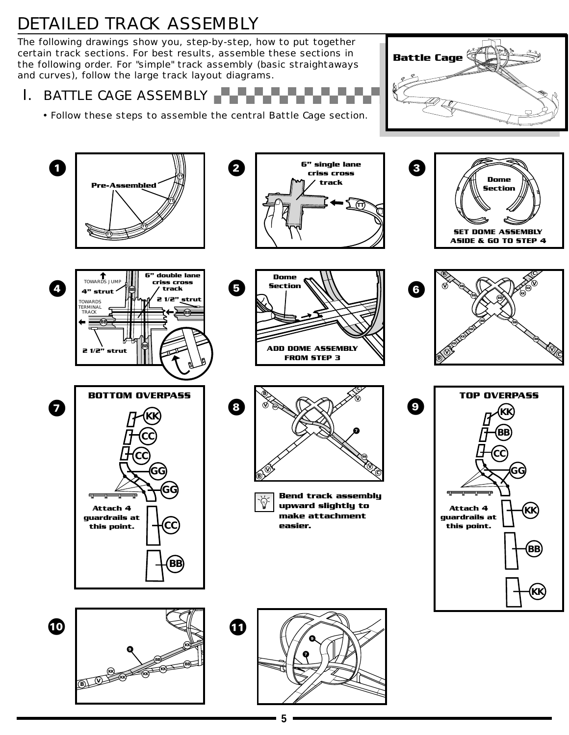# DETAILED TRACK ASSEMBLY

The following drawings show you, step-by-step, how to put together certain track sections. For best results, assemble these sections in the following order. For "simple" track assembly (basic straightaways and curves), follow the large track layout diagrams.

**Battle Cage**

## I. BATTLE CAGE ASSEMBLY

- Follow these steps to assemble the central Battle Cage section.

**1** Pre-Assembled

**2** 6" single lane criss cross track

**3** Dome Section

SET DOME ASSEMBLY ASIDE & GO TO STEP 4

**4** TOWARDS JUMP, 4" strut, 6" double lane criss cross track, 2 1/2" strut, TOWARDS TERMINAL TRACK, 2 1/2" strut

**5** Dome Section

ADD DOME ASSEMBLY FROM STEP 3

**6**

**7** BOTTOM OVERPASS

KK, CC, CC, GG, GG, CC, BB

Attach 4 guardrails at this point.

**8**

Bend track assembly upward slightly to make attachment easier.

**9** TOP OVERPASS

KK, BB, CC, GG, KK, BB, KK

Attach 4 guardrails at this point.

**10**

**11**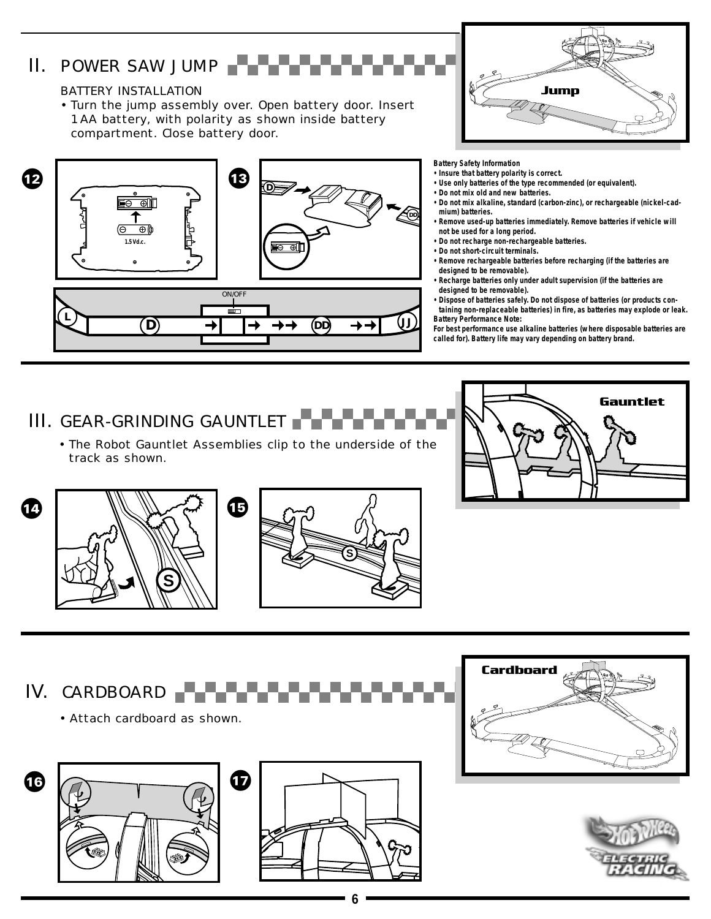## II. POWER SAW JUMP

BATTERY INSTALLATION

- Turn the jump assembly over. Open battery door. Insert 1 AA battery, with polarity as shown inside battery compartment. Close battery door.

Jump

12

1.5 Vd.c.

13

D

DD

ON/OFF

L D DD JJ

**Battery Safety Information**

- **Insure that battery polarity is correct.**
- **Use only batteries of the type recommended (or equivalent).**
- **Do not mix old and new batteries.**
- **Do not mix alkaline, standard (carbon-zinc), or rechargeable (nickel-cadmium) batteries.**
- **Remove used-up batteries immediately. Remove batteries if vehicle will not be used for a long period.**
- **Do not recharge non-rechargeable batteries.**
- **Do not short-circuit terminals.**
- **Remove rechargeable batteries before recharging (if the batteries are designed to be removable).**
- **Recharge batteries only under adult supervision (if the batteries are designed to be removable).**
- **Dispose of batteries safely. Do not dispose of batteries (or products containing non-replaceable batteries) in fire, as batteries may explode or leak.**

**Battery Performance Note:**
**For best performance use alkaline batteries (where disposable batteries are called for). Battery life may vary depending on battery brand.**

## III. GEAR-GRINDING GAUNTLET

- The Robot Gauntlet Assemblies clip to the underside of the track as shown.

Gauntlet

14

S

15

S

## IV. CARDBOARD

- Attach cardboard as shown.

Cardboard

16

17

HOT WHEELS ELECTRIC RACING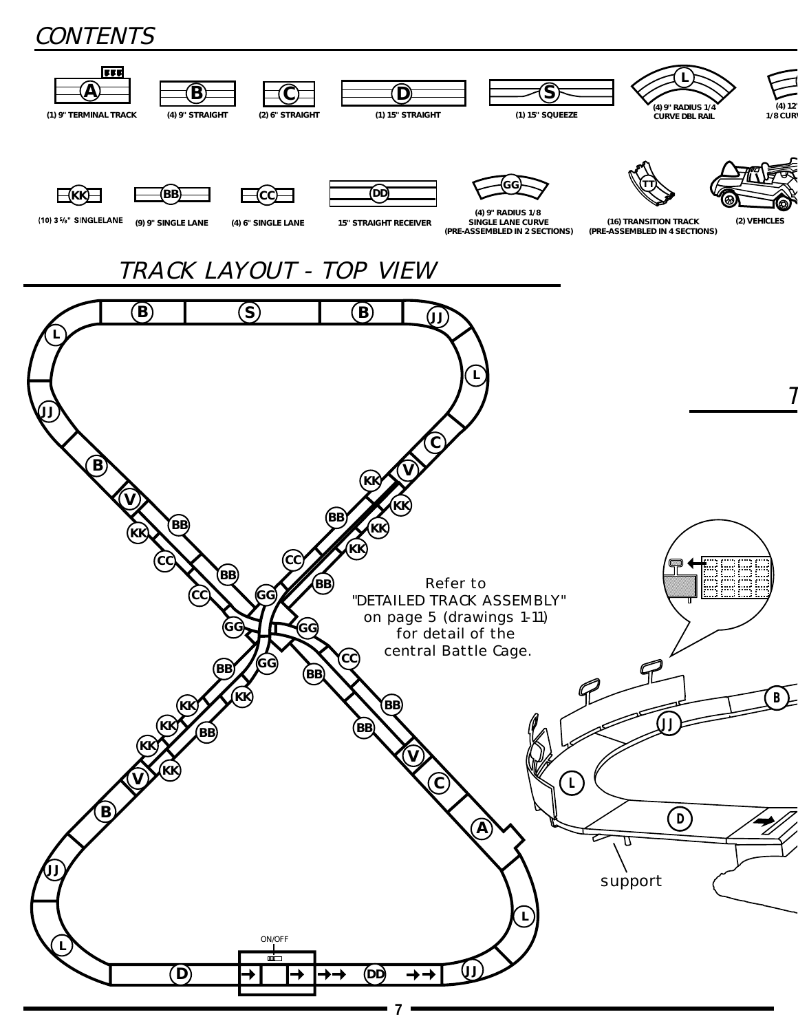## CONTENTS

- A — (1) 9" TERMINAL TRACK
- B — (4) 9" STRAIGHT
- C — (2) 6" STRAIGHT
- D — (1) 15" STRAIGHT
- S — (1) 15" SQUEEZE
- L — (4) 9" RADIUS 1/4 CURVE DBL RAIL
- (4) 12" ... 1/8 CURV...
- KK — (10) 3 5/8" SINGLELANE
- BB — (9) 9" SINGLE LANE
- CC — (4) 6" SINGLE LANE
- DD — 15" STRAIGHT RECEIVER
- GG — (4) 9" RADIUS 1/8 SINGLE LANE CURVE (PRE-ASSEMBLED IN 2 SECTIONS)
- TT — (16) TRANSITION TRACK (PRE-ASSEMBLED IN 4 SECTIONS)
- (2) VEHICLES

## TRACK LAYOUT - TOP VIEW

Refer to "DETAILED TRACK ASSEMBLY" on page 5 (drawings 1-11) for detail of the central Battle Cage.

ON/OFF

support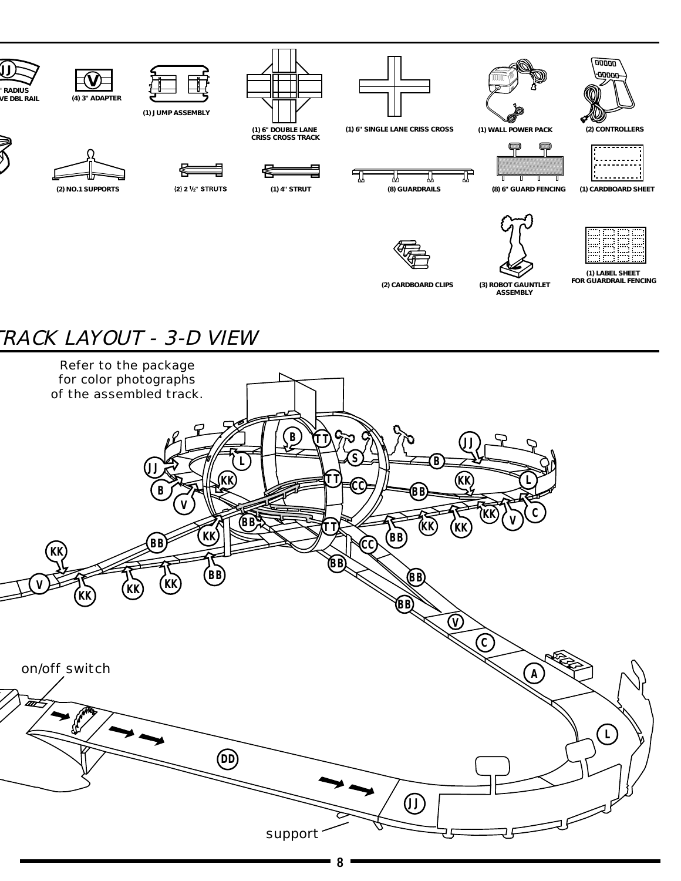" RADIUS
VE DBL RAIL

(4) 3" ADAPTER

(1) JUMP ASSEMBLY

(1) 6" DOUBLE LANE
CRISS CROSS TRACK

(1) 6" SINGLE LANE CRISS CROSS

(1) WALL POWER PACK

(2) CONTROLLERS

(2) NO.1 SUPPORTS

(2) 2 1/2" STRUTS

(1) 4" STRUT

(8) GUARDRAILS

(8) 6" GUARD FENCING

(1) CARDBOARD SHEET

(2) CARDBOARD CLIPS

(3) ROBOT GAUNTLET
ASSEMBLY

(1) LABEL SHEET
FOR GUARDRAIL FENCING

# TRACK LAYOUT - 3-D VIEW

Refer to the package
for color photographs
of the assembled track.

on/off switch

support